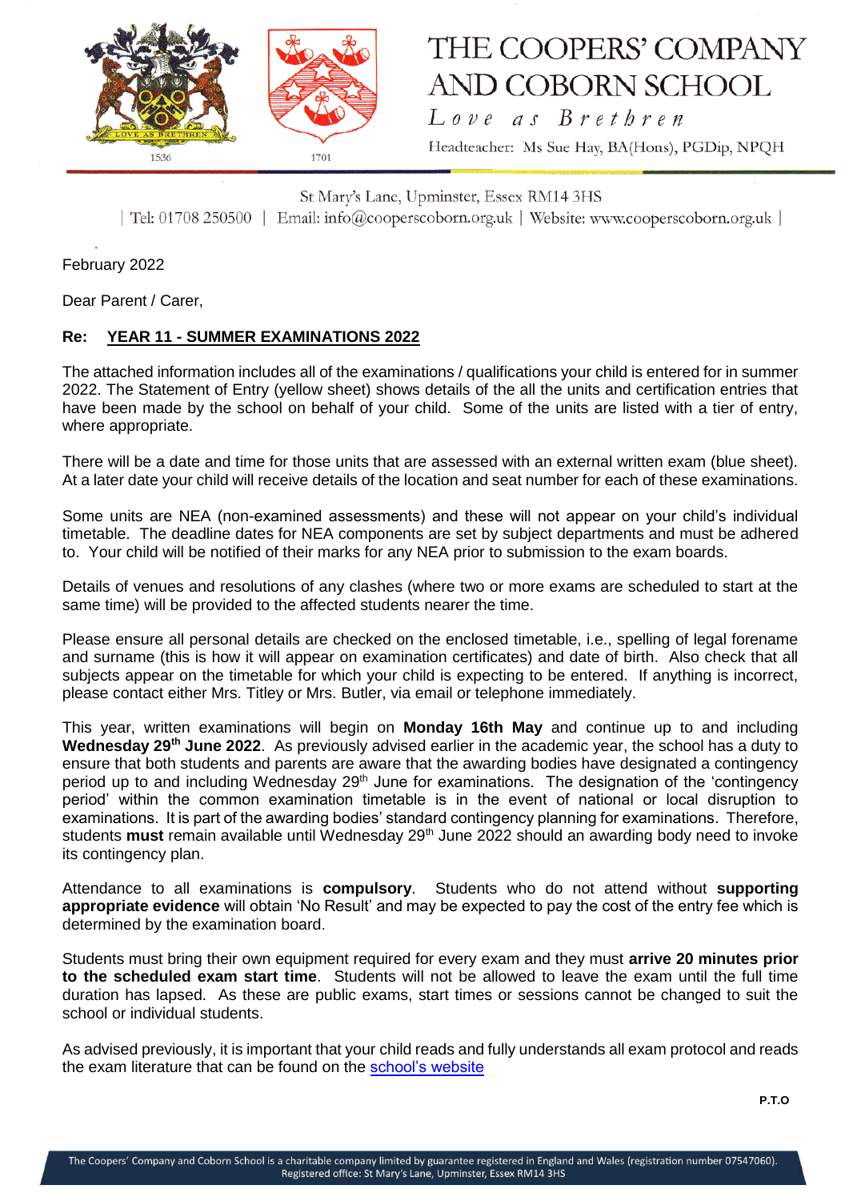# THE COOPERS' COMPANY AND COBORN SCHOOL

*Love as Brethren*

Headteacher: Ms Sue Hay, BA(Hons), PGDip, NPQH

St Mary's Lane, Upminster, Essex RM14 3HS

| Tel: 01708 250500 | Email: info@cooperscoborn.org.uk | Website: www.cooperscoborn.org.uk |

February 2022

Dear Parent / Carer,

**Re: YEAR 11 - SUMMER EXAMINATIONS 2022**

The attached information includes all of the examinations / qualifications your child is entered for in summer 2022. The Statement of Entry (yellow sheet) shows details of the all the units and certification entries that have been made by the school on behalf of your child. Some of the units are listed with a tier of entry, where appropriate.

There will be a date and time for those units that are assessed with an external written exam (blue sheet). At a later date your child will receive details of the location and seat number for each of these examinations.

Some units are NEA (non-examined assessments) and these will not appear on your child's individual timetable. The deadline dates for NEA components are set by subject departments and must be adhered to. Your child will be notified of their marks for any NEA prior to submission to the exam boards.

Details of venues and resolutions of any clashes (where two or more exams are scheduled to start at the same time) will be provided to the affected students nearer the time.

Please ensure all personal details are checked on the enclosed timetable, i.e., spelling of legal forename and surname (this is how it will appear on examination certificates) and date of birth. Also check that all subjects appear on the timetable for which your child is expecting to be entered. If anything is incorrect, please contact either Mrs. Titley or Mrs. Butler, via email or telephone immediately.

This year, written examinations will begin on **Monday 16th May** and continue up to and including **Wednesday 29th June 2022**. As previously advised earlier in the academic year, the school has a duty to ensure that both students and parents are aware that the awarding bodies have designated a contingency period up to and including Wednesday 29th June for examinations. The designation of the 'contingency period' within the common examination timetable is in the event of national or local disruption to examinations. It is part of the awarding bodies' standard contingency planning for examinations. Therefore, students **must** remain available until Wednesday 29th June 2022 should an awarding body need to invoke its contingency plan.

Attendance to all examinations is **compulsory**. Students who do not attend without **supporting appropriate evidence** will obtain 'No Result' and may be expected to pay the cost of the entry fee which is determined by the examination board.

Students must bring their own equipment required for every exam and they must **arrive 20 minutes prior to the scheduled exam start time**. Students will not be allowed to leave the exam until the full time duration has lapsed. As these are public exams, start times or sessions cannot be changed to suit the school or individual students.

As advised previously, it is important that your child reads and fully understands all exam protocol and reads the exam literature that can be found on the school's website

**P.T.O**

The Coopers' Company and Coborn School is a charitable company limited by guarantee registered in England and Wales (registration number 07547060).
Registered office: St Mary's Lane, Upminster, Essex RM14 3HS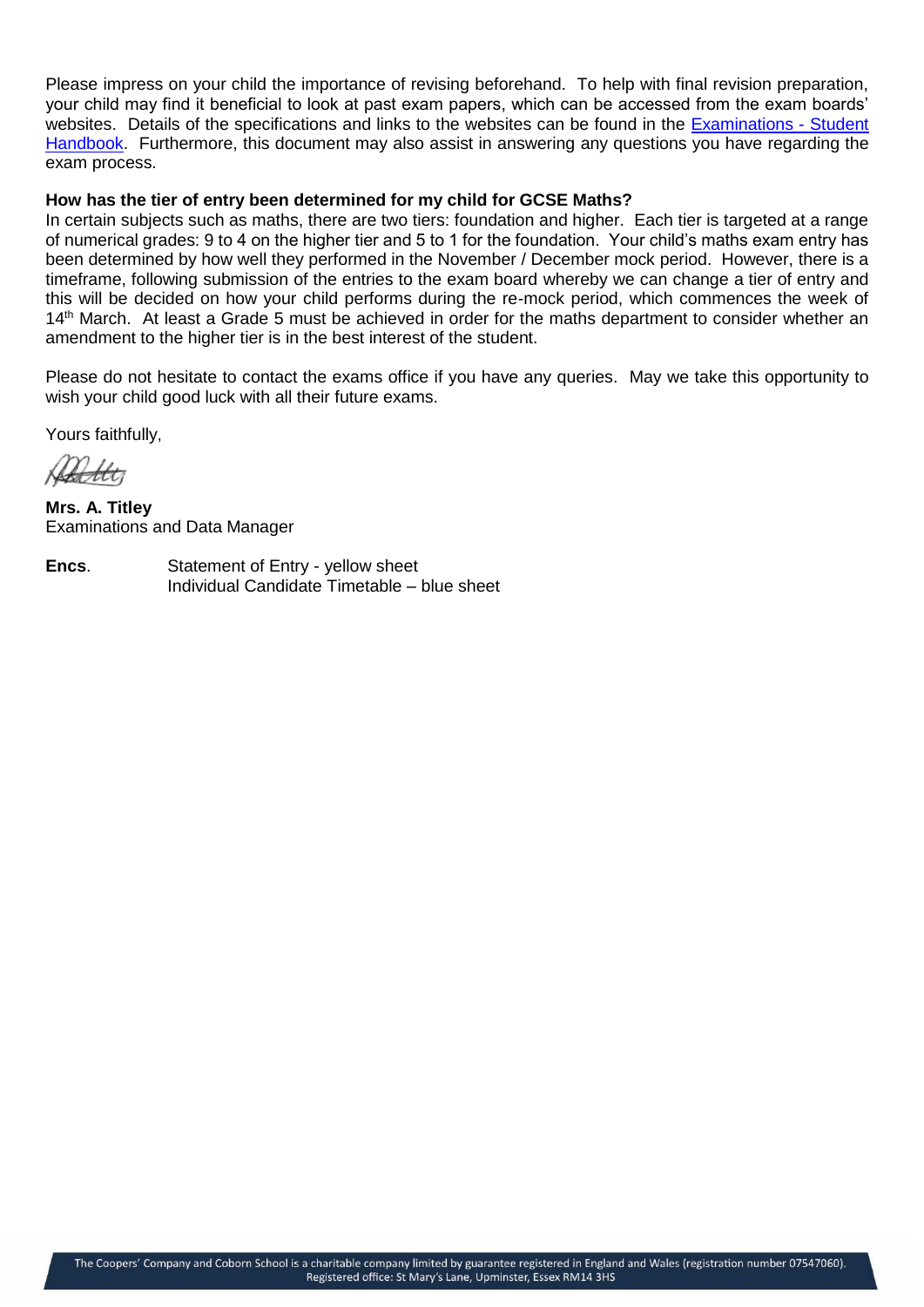Please impress on your child the importance of revising beforehand. To help with final revision preparation, your child may find it beneficial to look at past exam papers, which can be accessed from the exam boards' websites. Details of the specifications and links to the websites can be found in the [Examinations - Student Handbook](). Furthermore, this document may also assist in answering any questions you have regarding the exam process.

**How has the tier of entry been determined for my child for GCSE Maths?**

In certain subjects such as maths, there are two tiers: foundation and higher. Each tier is targeted at a range of numerical grades: 9 to 4 on the higher tier and 5 to 1 for the foundation. Your child's maths exam entry has been determined by how well they performed in the November / December mock period. However, there is a timeframe, following submission of the entries to the exam board whereby we can change a tier of entry and this will be decided on how your child performs during the re-mock period, which commences the week of 14th March. At least a Grade 5 must be achieved in order for the maths department to consider whether an amendment to the higher tier is in the best interest of the student.

Please do not hesitate to contact the exams office if you have any queries. May we take this opportunity to wish your child good luck with all their future exams.

Yours faithfully,

**Mrs. A. Titley**
Examinations and Data Manager

**Encs**. Statement of Entry - yellow sheet
Individual Candidate Timetable – blue sheet

The Coopers' Company and Coborn School is a charitable company limited by guarantee registered in England and Wales (registration number 07547060).
Registered office: St Mary's Lane, Upminster, Essex RM14 3HS